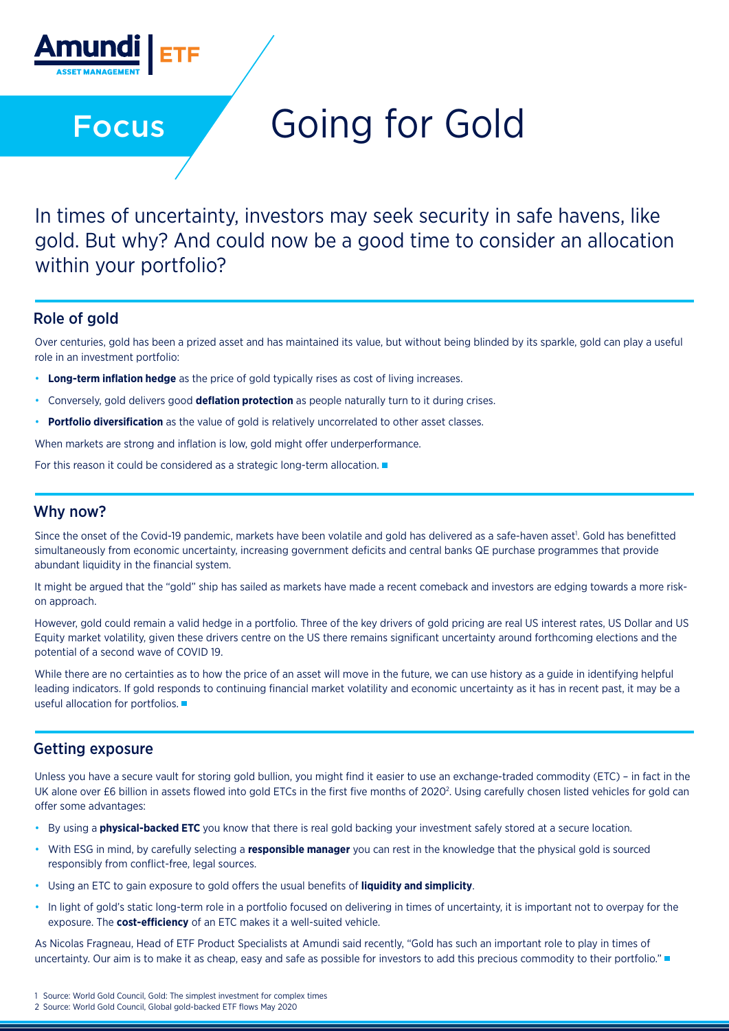Amundi ASSET MANAGEMENT | ETF

# Focus — Going for Gold

In times of uncertainty, investors may seek security in safe havens, like gold. But why? And could now be a good time to consider an allocation within your portfolio?

## Role of gold

Over centuries, gold has been a prized asset and has maintained its value, but without being blinded by its sparkle, gold can play a useful role in an investment portfolio:

- **Long-term inflation hedge** as the price of gold typically rises as cost of living increases.
- Conversely, gold delivers good **deflation protection** as people naturally turn to it during crises.
- **Portfolio diversification** as the value of gold is relatively uncorrelated to other asset classes.

When markets are strong and inflation is low, gold might offer underperformance.

For this reason it could be considered as a strategic long-term allocation.

## Why now?

Since the onset of the Covid-19 pandemic, markets have been volatile and gold has delivered as a safe-haven asset[1]. Gold has benefitted simultaneously from economic uncertainty, increasing government deficits and central banks QE purchase programmes that provide abundant liquidity in the financial system.

It might be argued that the "gold" ship has sailed as markets have made a recent comeback and investors are edging towards a more risk-on approach.

However, gold could remain a valid hedge in a portfolio. Three of the key drivers of gold pricing are real US interest rates, US Dollar and US Equity market volatility, given these drivers centre on the US there remains significant uncertainty around forthcoming elections and the potential of a second wave of COVID 19.

While there are no certainties as to how the price of an asset will move in the future, we can use history as a guide in identifying helpful leading indicators. If gold responds to continuing financial market volatility and economic uncertainty as it has in recent past, it may be a useful allocation for portfolios.

## Getting exposure

Unless you have a secure vault for storing gold bullion, you might find it easier to use an exchange-traded commodity (ETC) – in fact in the UK alone over £6 billion in assets flowed into gold ETCs in the first five months of 2020[2]. Using carefully chosen listed vehicles for gold can offer some advantages:

- By using a **physical-backed ETC** you know that there is real gold backing your investment safely stored at a secure location.
- With ESG in mind, by carefully selecting a **responsible manager** you can rest in the knowledge that the physical gold is sourced responsibly from conflict-free, legal sources.
- Using an ETC to gain exposure to gold offers the usual benefits of **liquidity and simplicity**.
- In light of gold's static long-term role in a portfolio focused on delivering in times of uncertainty, it is important not to overpay for the exposure. The **cost-efficiency** of an ETC makes it a well-suited vehicle.

As Nicolas Fragneau, Head of ETF Product Specialists at Amundi said recently, "Gold has such an important role to play in times of uncertainty. Our aim is to make it as cheap, easy and safe as possible for investors to add this precious commodity to their portfolio."

1 Source: World Gold Council, Gold: The simplest investment for complex times

2 Source: World Gold Council, Global gold-backed ETF flows May 2020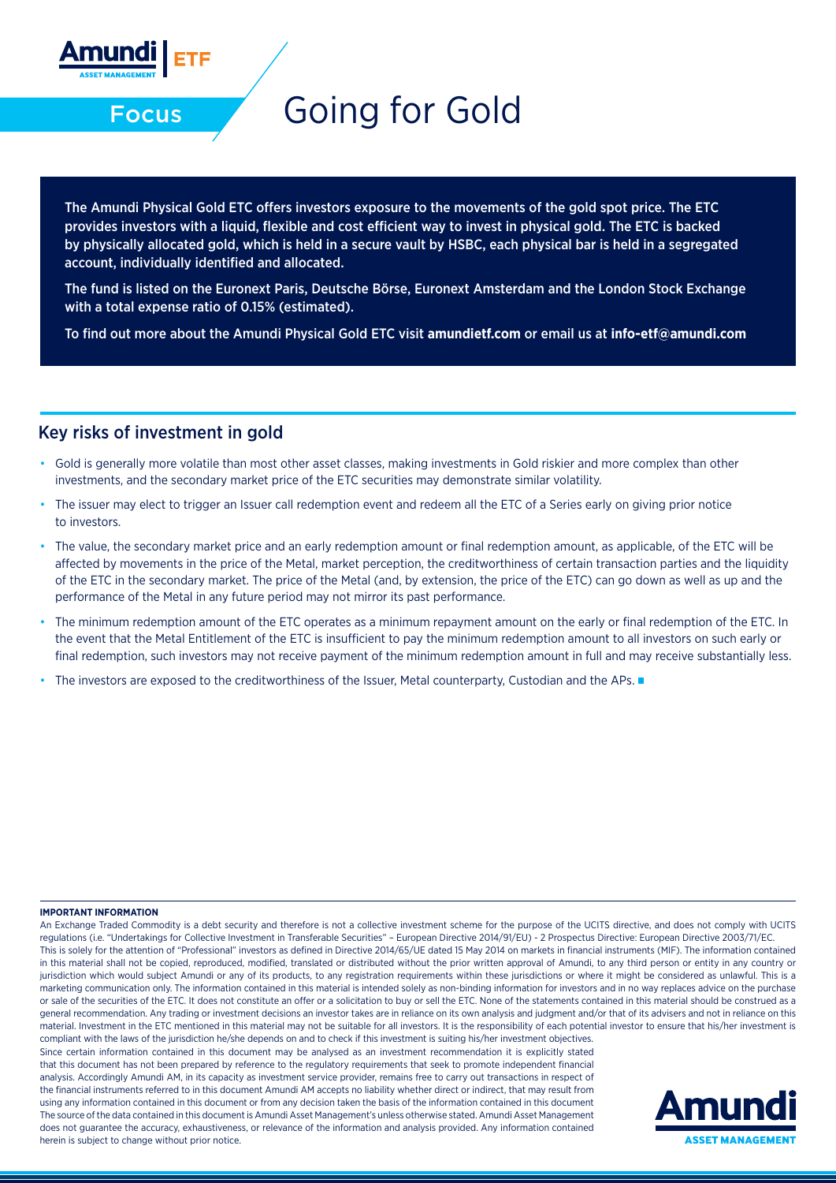Focus

# Going for Gold

The Amundi Physical Gold ETC offers investors exposure to the movements of the gold spot price. The ETC provides investors with a liquid, flexible and cost efficient way to invest in physical gold. The ETC is backed by physically allocated gold, which is held in a secure vault by HSBC, each physical bar is held in a segregated account, individually identified and allocated.

The fund is listed on the Euronext Paris, Deutsche Börse, Euronext Amsterdam and the London Stock Exchange with a total expense ratio of 0.15% (estimated).

To find out more about the Amundi Physical Gold ETC visit **amundietf.com** or email us at **info-etf@amundi.com**

## Key risks of investment in gold

- Gold is generally more volatile than most other asset classes, making investments in Gold riskier and more complex than other investments, and the secondary market price of the ETC securities may demonstrate similar volatility.
- The issuer may elect to trigger an Issuer call redemption event and redeem all the ETC of a Series early on giving prior notice to investors.
- The value, the secondary market price and an early redemption amount or final redemption amount, as applicable, of the ETC will be affected by movements in the price of the Metal, market perception, the creditworthiness of certain transaction parties and the liquidity of the ETC in the secondary market. The price of the Metal (and, by extension, the price of the ETC) can go down as well as up and the performance of the Metal in any future period may not mirror its past performance.
- The minimum redemption amount of the ETC operates as a minimum repayment amount on the early or final redemption of the ETC. In the event that the Metal Entitlement of the ETC is insufficient to pay the minimum redemption amount to all investors on such early or final redemption, such investors may not receive payment of the minimum redemption amount in full and may receive substantially less.
- The investors are exposed to the creditworthiness of the Issuer, Metal counterparty, Custodian and the APs. ■

**IMPORTANT INFORMATION**

An Exchange Traded Commodity is a debt security and therefore is not a collective investment scheme for the purpose of the UCITS directive, and does not comply with UCITS regulations (i.e. "Undertakings for Collective Investment in Transferable Securities" – European Directive 2014/91/EU) - 2 Prospectus Directive: European Directive 2003/71/EC. This is solely for the attention of "Professional" investors as defined in Directive 2014/65/UE dated 15 May 2014 on markets in financial instruments (MIF). The information contained in this material shall not be copied, reproduced, modified, translated or distributed without the prior written approval of Amundi, to any third person or entity in any country or jurisdiction which would subject Amundi or any of its products, to any registration requirements within these jurisdictions or where it might be considered as unlawful. This is a marketing communication only. The information contained in this material is intended solely as non-binding information for investors and in no way replaces advice on the purchase or sale of the securities of the ETC. It does not constitute an offer or a solicitation to buy or sell the ETC. None of the statements contained in this material should be construed as a general recommendation. Any trading or investment decisions an investor takes are in reliance on its own analysis and judgment and/or that of its advisers and not in reliance on this material. Investment in the ETC mentioned in this material may not be suitable for all investors. It is the responsibility of each potential investor to ensure that his/her investment is compliant with the laws of the jurisdiction he/she depends on and to check if this investment is suiting his/her investment objectives.

Since certain information contained in this document may be analysed as an investment recommendation it is explicitly stated that this document has not been prepared by reference to the regulatory requirements that seek to promote independent financial analysis. Accordingly Amundi AM, in its capacity as investment service provider, remains free to carry out transactions in respect of the financial instruments referred to in this document Amundi AM accepts no liability whether direct or indirect, that may result from using any information contained in this document or from any decision taken the basis of the information contained in this document The source of the data contained in this document is Amundi Asset Management's unless otherwise stated. Amundi Asset Management does not guarantee the accuracy, exhaustiveness, or relevance of the information and analysis provided. Any information contained herein is subject to change without prior notice.